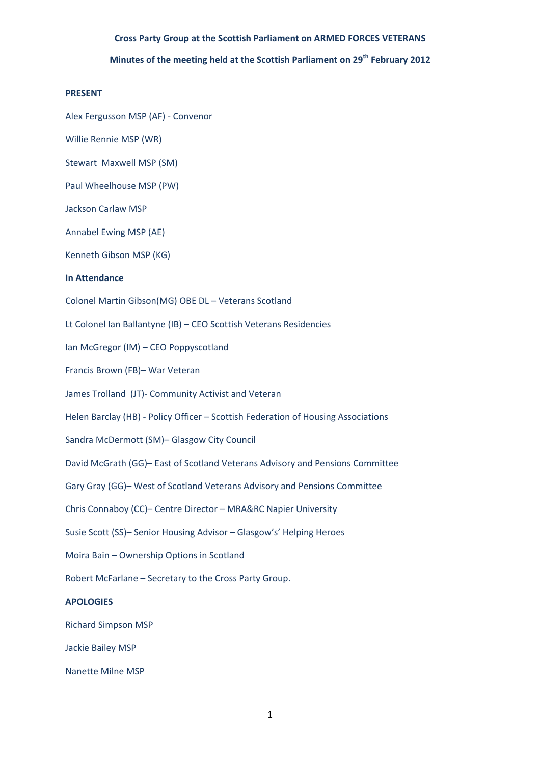**Cross Party Group at the Scottish Parliament on ARMED FORCES VETERANS**

**Minutes of the meeting held at the Scottish Parliament on 29th February 2012**

**PRESENT**

Alex Fergusson MSP (AF) - Convenor

Willie Rennie MSP (WR)

Stewart Maxwell MSP (SM)

Paul Wheelhouse MSP (PW)

Jackson Carlaw MSP

Annabel Ewing MSP (AE)

Kenneth Gibson MSP (KG)

**In Attendance**

Colonel Martin Gibson(MG) OBE DL – Veterans Scotland

Lt Colonel Ian Ballantyne (IB) – CEO Scottish Veterans Residencies

Ian McGregor (IM) – CEO Poppyscotland

Francis Brown (FB)– War Veteran

James Trolland (JT)- Community Activist and Veteran

Helen Barclay (HB) - Policy Officer – Scottish Federation of Housing Associations

Sandra McDermott (SM)– Glasgow City Council

David McGrath (GG)– East of Scotland Veterans Advisory and Pensions Committee

Gary Gray (GG)– West of Scotland Veterans Advisory and Pensions Committee

Chris Connaboy (CC)– Centre Director – MRA&RC Napier University

Susie Scott (SS)– Senior Housing Advisor – Glasgow's' Helping Heroes

Moira Bain – Ownership Options in Scotland

Robert McFarlane – Secretary to the Cross Party Group.

**APOLOGIES**

Richard Simpson MSP

Jackie Bailey MSP

Nanette Milne MSP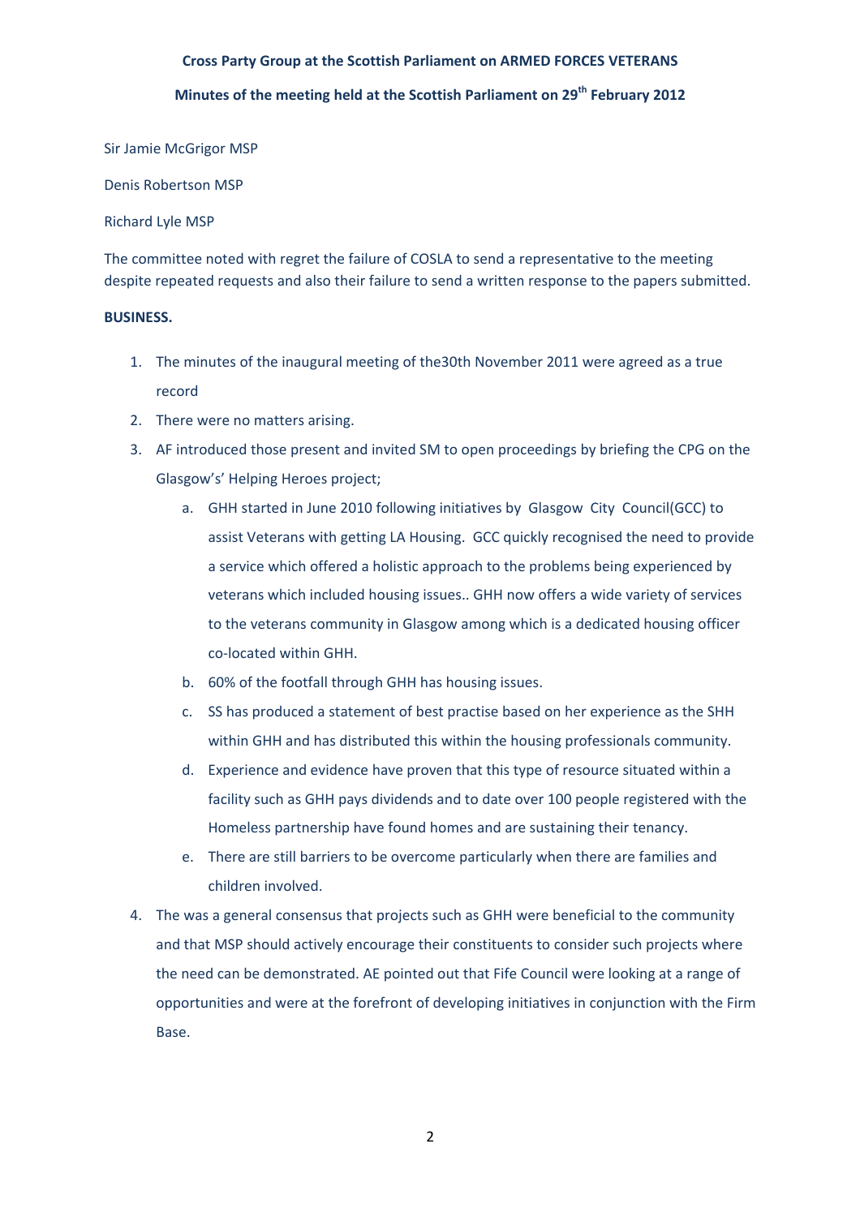**Cross Party Group at the Scottish Parliament on ARMED FORCES VETERANS**

**Minutes of the meeting held at the Scottish Parliament on 29th February 2012**

Sir Jamie McGrigor MSP

Denis Robertson MSP

Richard Lyle MSP

The committee noted with regret the failure of COSLA to send a representative to the meeting despite repeated requests and also their failure to send a written response to the papers submitted.

**BUSINESS.**

1. The minutes of the inaugural meeting of the30th November 2011 were agreed as a true record
2. There were no matters arising.
3. AF introduced those present and invited SM to open proceedings by briefing the CPG on the Glasgow's' Helping Heroes project;
   a. GHH started in June 2010 following initiatives by Glasgow City Council(GCC) to assist Veterans with getting LA Housing. GCC quickly recognised the need to provide a service which offered a holistic approach to the problems being experienced by veterans which included housing issues.. GHH now offers a wide variety of services to the veterans community in Glasgow among which is a dedicated housing officer co-located within GHH.
   b. 60% of the footfall through GHH has housing issues.
   c. SS has produced a statement of best practise based on her experience as the SHH within GHH and has distributed this within the housing professionals community.
   d. Experience and evidence have proven that this type of resource situated within a facility such as GHH pays dividends and to date over 100 people registered with the Homeless partnership have found homes and are sustaining their tenancy.
   e. There are still barriers to be overcome particularly when there are families and children involved.
4. The was a general consensus that projects such as GHH were beneficial to the community and that MSP should actively encourage their constituents to consider such projects where the need can be demonstrated. AE pointed out that Fife Council were looking at a range of opportunities and were at the forefront of developing initiatives in conjunction with the Firm Base.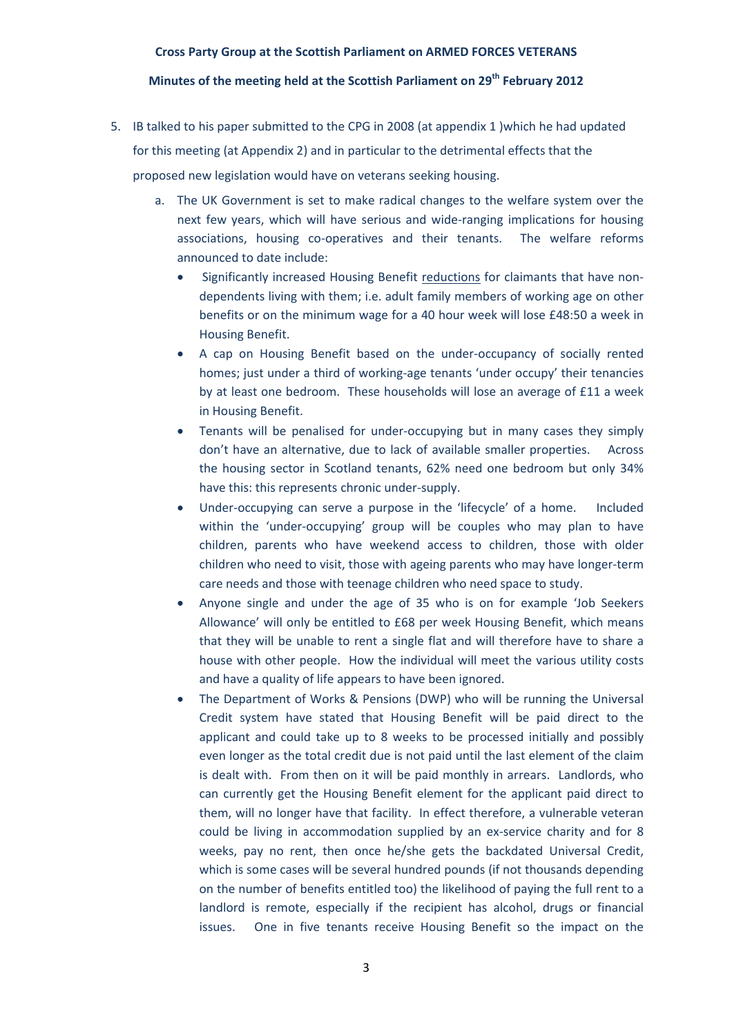**Cross Party Group at the Scottish Parliament on ARMED FORCES VETERANS**

**Minutes of the meeting held at the Scottish Parliament on 29th February 2012**

5. IB talked to his paper submitted to the CPG in 2008 (at appendix 1 )which he had updated for this meeting (at Appendix 2) and in particular to the detrimental effects that the proposed new legislation would have on veterans seeking housing.

   a. The UK Government is set to make radical changes to the welfare system over the next few years, which will have serious and wide-ranging implications for housing associations, housing co-operatives and their tenants. The welfare reforms announced to date include:

      - Significantly increased Housing Benefit <u>reductions</u> for claimants that have non-dependents living with them; i.e. adult family members of working age on other benefits or on the minimum wage for a 40 hour week will lose £48:50 a week in Housing Benefit.
      - A cap on Housing Benefit based on the under-occupancy of socially rented homes; just under a third of working-age tenants 'under occupy' their tenancies by at least one bedroom. These households will lose an average of £11 a week in Housing Benefit.
      - Tenants will be penalised for under-occupying but in many cases they simply don't have an alternative, due to lack of available smaller properties. Across the housing sector in Scotland tenants, 62% need one bedroom but only 34% have this: this represents chronic under-supply.
      - Under-occupying can serve a purpose in the 'lifecycle' of a home. Included within the 'under-occupying' group will be couples who may plan to have children, parents who have weekend access to children, those with older children who need to visit, those with ageing parents who may have longer-term care needs and those with teenage children who need space to study.
      - Anyone single and under the age of 35 who is on for example 'Job Seekers Allowance' will only be entitled to £68 per week Housing Benefit, which means that they will be unable to rent a single flat and will therefore have to share a house with other people. How the individual will meet the various utility costs and have a quality of life appears to have been ignored.
      - The Department of Works & Pensions (DWP) who will be running the Universal Credit system have stated that Housing Benefit will be paid direct to the applicant and could take up to 8 weeks to be processed initially and possibly even longer as the total credit due is not paid until the last element of the claim is dealt with. From then on it will be paid monthly in arrears. Landlords, who can currently get the Housing Benefit element for the applicant paid direct to them, will no longer have that facility. In effect therefore, a vulnerable veteran could be living in accommodation supplied by an ex-service charity and for 8 weeks, pay no rent, then once he/she gets the backdated Universal Credit, which is some cases will be several hundred pounds (if not thousands depending on the number of benefits entitled too) the likelihood of paying the full rent to a landlord is remote, especially if the recipient has alcohol, drugs or financial issues. One in five tenants receive Housing Benefit so the impact on the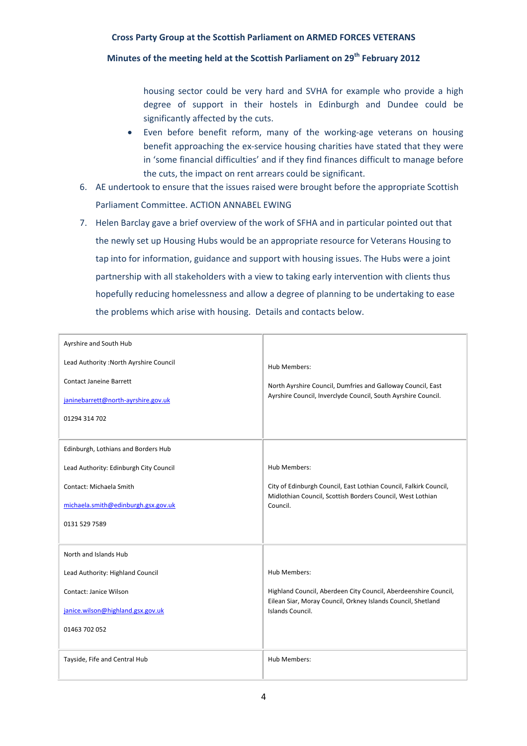housing sector could be very hard and SVHA for example who provide a high degree of support in their hostels in Edinburgh and Dundee could be significantly affected by the cuts.

- Even before benefit reform, many of the working-age veterans on housing benefit approaching the ex-service housing charities have stated that they were in 'some financial difficulties' and if they find finances difficult to manage before the cuts, the impact on rent arrears could be significant.

6. AE undertook to ensure that the issues raised were brought before the appropriate Scottish Parliament Committee. ACTION ANNABEL EWING

7. Helen Barclay gave a brief overview of the work of SFHA and in particular pointed out that the newly set up Housing Hubs would be an appropriate resource for Veterans Housing to tap into for information, guidance and support with housing issues. The Hubs were a joint partnership with all stakeholders with a view to taking early intervention with clients thus hopefully reducing homelessness and allow a degree of planning to be undertaking to ease the problems which arise with housing. Details and contacts below.

| | |
|---|---|
| Ayrshire and South Hub<br><br>Lead Authority :North Ayrshire Council<br><br>Contact Janeine Barrett<br><br>janinebarrett@north-ayrshire.gov.uk<br><br>01294 314 702 | Hub Members:<br><br>North Ayrshire Council, Dumfries and Galloway Council, East Ayrshire Council, Inverclyde Council, South Ayrshire Council. |
| Edinburgh, Lothians and Borders Hub<br><br>Lead Authority: Edinburgh City Council<br><br>Contact: Michaela Smith<br><br>michaela.smith@edinburgh.gsx.gov.uk<br><br>0131 529 7589 | Hub Members:<br><br>City of Edinburgh Council, East Lothian Council, Falkirk Council, Midlothian Council, Scottish Borders Council, West Lothian Council. |
| North and Islands Hub<br><br>Lead Authority: Highland Council<br><br>Contact: Janice Wilson<br><br>janice.wilson@highland.gsx.gov.uk<br><br>01463 702 052 | Hub Members:<br><br>Highland Council, Aberdeen City Council, Aberdeenshire Council, Eilean Siar, Moray Council, Orkney Islands Council, Shetland Islands Council. |
| Tayside, Fife and Central Hub | Hub Members: |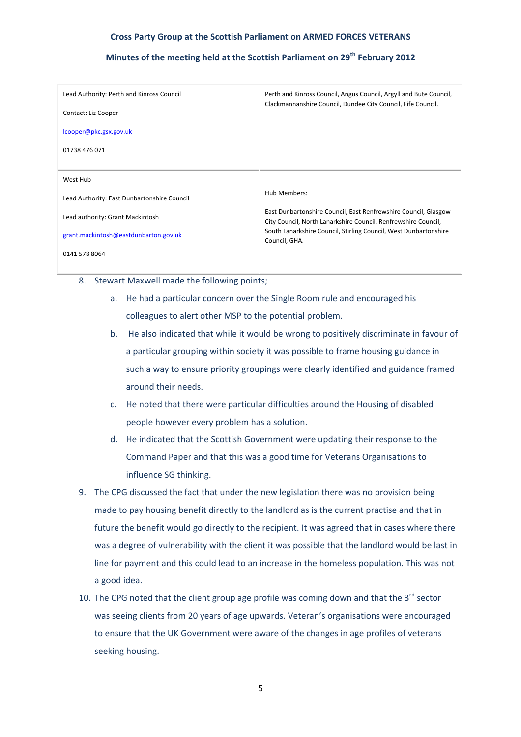**Cross Party Group at the Scottish Parliament on ARMED FORCES VETERANS**

**Minutes of the meeting held at the Scottish Parliament on 29th February 2012**

| | |
|---|---|
| Lead Authority: Perth and Kinross Council<br><br>Contact: Liz Cooper<br><br>lcooper@pkc.gsx.gov.uk<br><br>01738 476 071 | Perth and Kinross Council, Angus Council, Argyll and Bute Council, Clackmannanshire Council, Dundee City Council, Fife Council. |
| West Hub<br><br>Lead Authority: East Dunbartonshire Council<br><br>Lead authority: Grant Mackintosh<br><br>grant.mackintosh@eastdunbarton.gov.uk<br><br>0141 578 8064 | Hub Members:<br><br>East Dunbartonshire Council, East Renfrewshire Council, Glasgow City Council, North Lanarkshire Council, Renfrewshire Council, South Lanarkshire Council, Stirling Council, West Dunbartonshire Council, GHA. |

8. Stewart Maxwell made the following points;
   a. He had a particular concern over the Single Room rule and encouraged his colleagues to alert other MSP to the potential problem.
   b. He also indicated that while it would be wrong to positively discriminate in favour of a particular grouping within society it was possible to frame housing guidance in such a way to ensure priority groupings were clearly identified and guidance framed around their needs.
   c. He noted that there were particular difficulties around the Housing of disabled people however every problem has a solution.
   d. He indicated that the Scottish Government were updating their response to the Command Paper and that this was a good time for Veterans Organisations to influence SG thinking.
9. The CPG discussed the fact that under the new legislation there was no provision being made to pay housing benefit directly to the landlord as is the current practise and that in future the benefit would go directly to the recipient. It was agreed that in cases where there was a degree of vulnerability with the client it was possible that the landlord would be last in line for payment and this could lead to an increase in the homeless population. This was not a good idea.
10. The CPG noted that the client group age profile was coming down and that the 3rd sector was seeing clients from 20 years of age upwards. Veteran's organisations were encouraged to ensure that the UK Government were aware of the changes in age profiles of veterans seeking housing.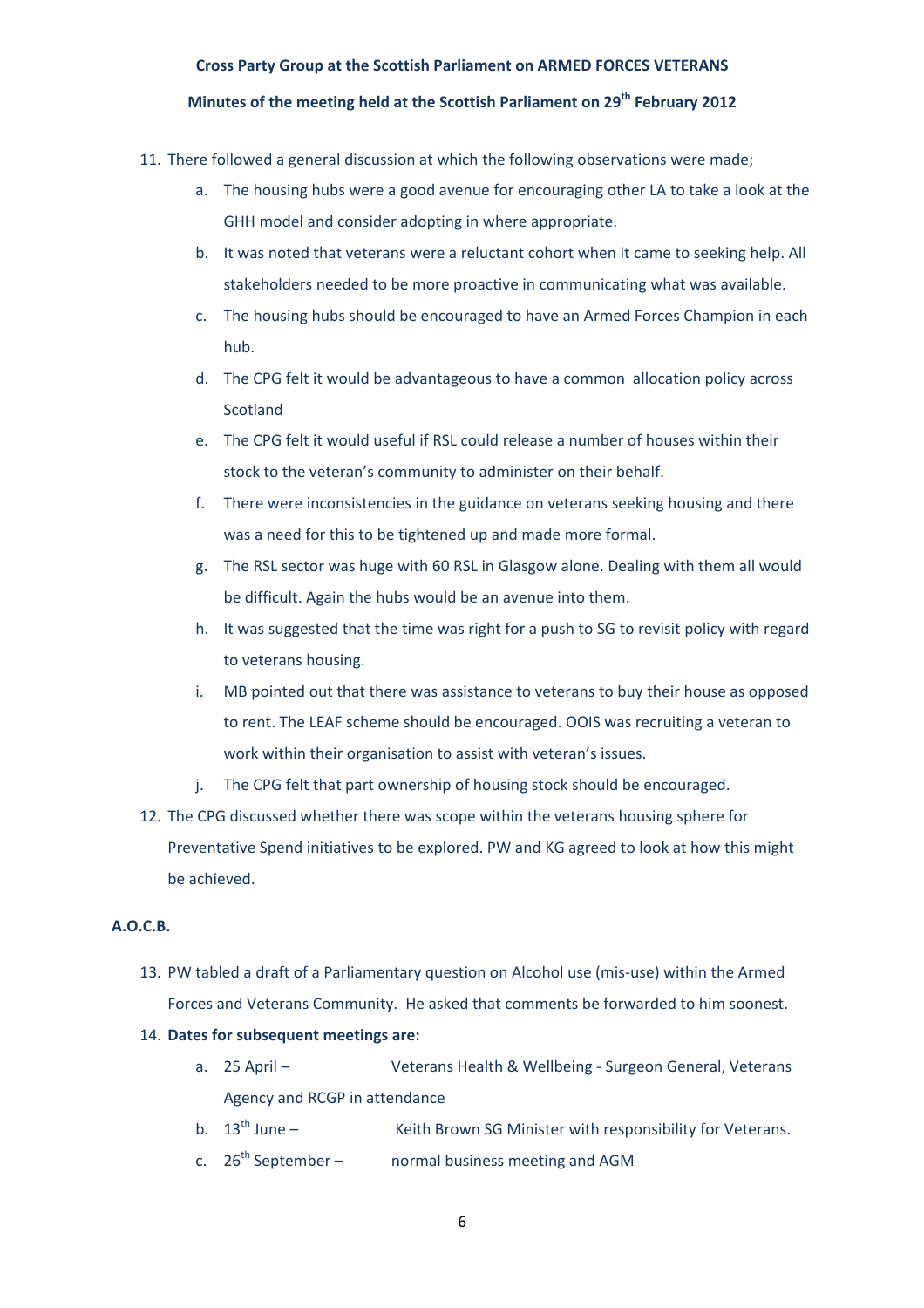**Cross Party Group at the Scottish Parliament on ARMED FORCES VETERANS**

**Minutes of the meeting held at the Scottish Parliament on 29th February 2012**

11. There followed a general discussion at which the following observations were made;
    a. The housing hubs were a good avenue for encouraging other LA to take a look at the GHH model and consider adopting in where appropriate.
    b. It was noted that veterans were a reluctant cohort when it came to seeking help. All stakeholders needed to be more proactive in communicating what was available.
    c. The housing hubs should be encouraged to have an Armed Forces Champion in each hub.
    d. The CPG felt it would be advantageous to have a common allocation policy across Scotland
    e. The CPG felt it would useful if RSL could release a number of houses within their stock to the veteran's community to administer on their behalf.
    f. There were inconsistencies in the guidance on veterans seeking housing and there was a need for this to be tightened up and made more formal.
    g. The RSL sector was huge with 60 RSL in Glasgow alone. Dealing with them all would be difficult. Again the hubs would be an avenue into them.
    h. It was suggested that the time was right for a push to SG to revisit policy with regard to veterans housing.
    i. MB pointed out that there was assistance to veterans to buy their house as opposed to rent. The LEAF scheme should be encouraged. OOIS was recruiting a veteran to work within their organisation to assist with veteran's issues.
    j. The CPG felt that part ownership of housing stock should be encouraged.
12. The CPG discussed whether there was scope within the veterans housing sphere for Preventative Spend initiatives to be explored. PW and KG agreed to look at how this might be achieved.

**A.O.C.B.**

13. PW tabled a draft of a Parliamentary question on Alcohol use (mis-use) within the Armed Forces and Veterans Community. He asked that comments be forwarded to him soonest.
14. **Dates for subsequent meetings are:**
    a. 25 April – Veterans Health & Wellbeing - Surgeon General, Veterans Agency and RCGP in attendance
    b. 13th June – Keith Brown SG Minister with responsibility for Veterans.
    c. 26th September – normal business meeting and AGM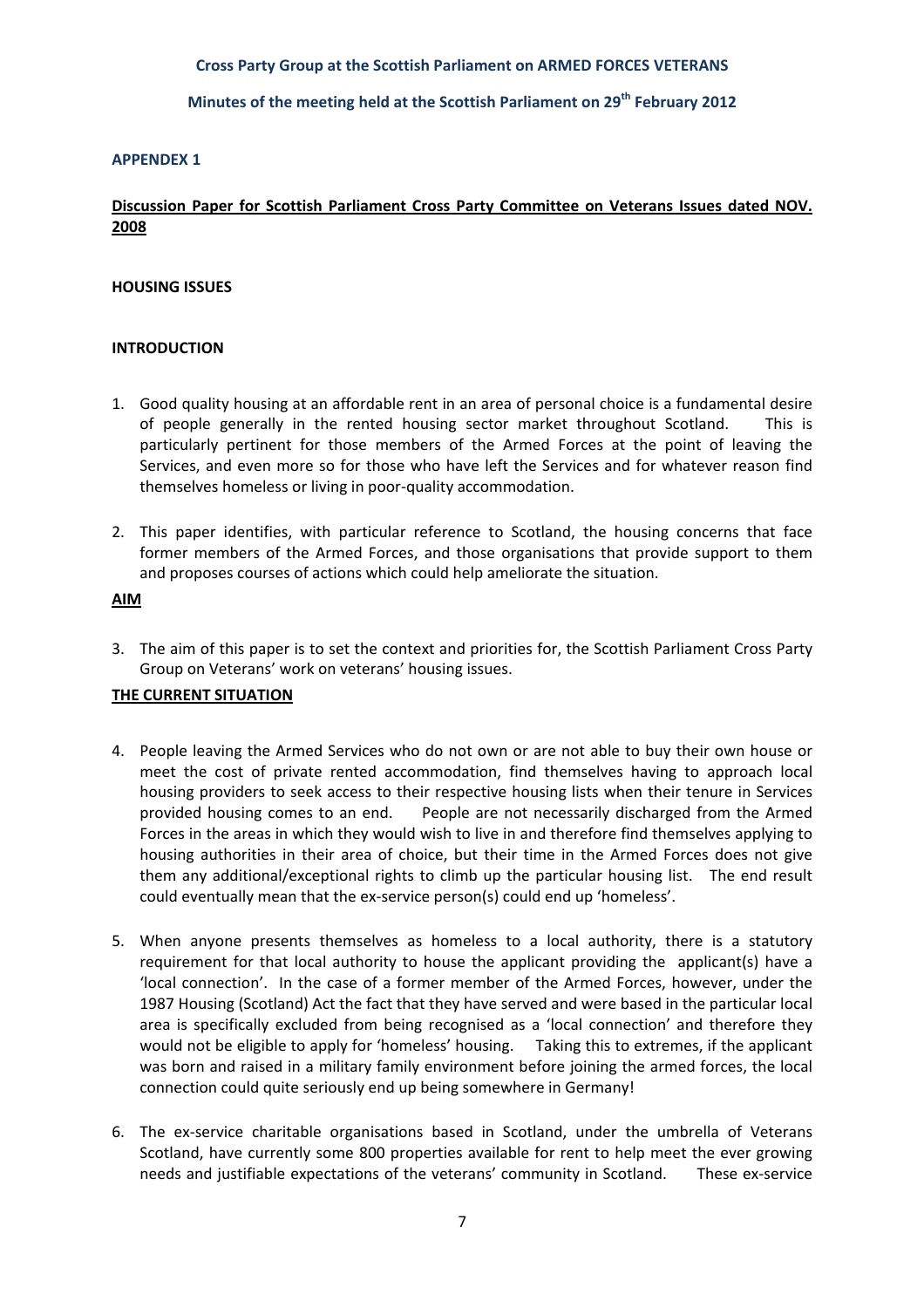**Cross Party Group at the Scottish Parliament on ARMED FORCES VETERANS**

**Minutes of the meeting held at the Scottish Parliament on 29th February 2012**

## APPENDEX 1

**Discussion Paper for Scottish Parliament Cross Party Committee on Veterans Issues dated NOV. 2008**

### HOUSING ISSUES

### INTRODUCTION

1. Good quality housing at an affordable rent in an area of personal choice is a fundamental desire of people generally in the rented housing sector market throughout Scotland. This is particularly pertinent for those members of the Armed Forces at the point of leaving the Services, and even more so for those who have left the Services and for whatever reason find themselves homeless or living in poor-quality accommodation.

2. This paper identifies, with particular reference to Scotland, the housing concerns that face former members of the Armed Forces, and those organisations that provide support to them and proposes courses of actions which could help ameliorate the situation.

### AIM

3. The aim of this paper is to set the context and priorities for, the Scottish Parliament Cross Party Group on Veterans' work on veterans' housing issues.

### THE CURRENT SITUATION

4. People leaving the Armed Services who do not own or are not able to buy their own house or meet the cost of private rented accommodation, find themselves having to approach local housing providers to seek access to their respective housing lists when their tenure in Services provided housing comes to an end. People are not necessarily discharged from the Armed Forces in the areas in which they would wish to live in and therefore find themselves applying to housing authorities in their area of choice, but their time in the Armed Forces does not give them any additional/exceptional rights to climb up the particular housing list. The end result could eventually mean that the ex-service person(s) could end up 'homeless'.

5. When anyone presents themselves as homeless to a local authority, there is a statutory requirement for that local authority to house the applicant providing the applicant(s) have a 'local connection'. In the case of a former member of the Armed Forces, however, under the 1987 Housing (Scotland) Act the fact that they have served and were based in the particular local area is specifically excluded from being recognised as a 'local connection' and therefore they would not be eligible to apply for 'homeless' housing. Taking this to extremes, if the applicant was born and raised in a military family environment before joining the armed forces, the local connection could quite seriously end up being somewhere in Germany!

6. The ex-service charitable organisations based in Scotland, under the umbrella of Veterans Scotland, have currently some 800 properties available for rent to help meet the ever growing needs and justifiable expectations of the veterans' community in Scotland. These ex-service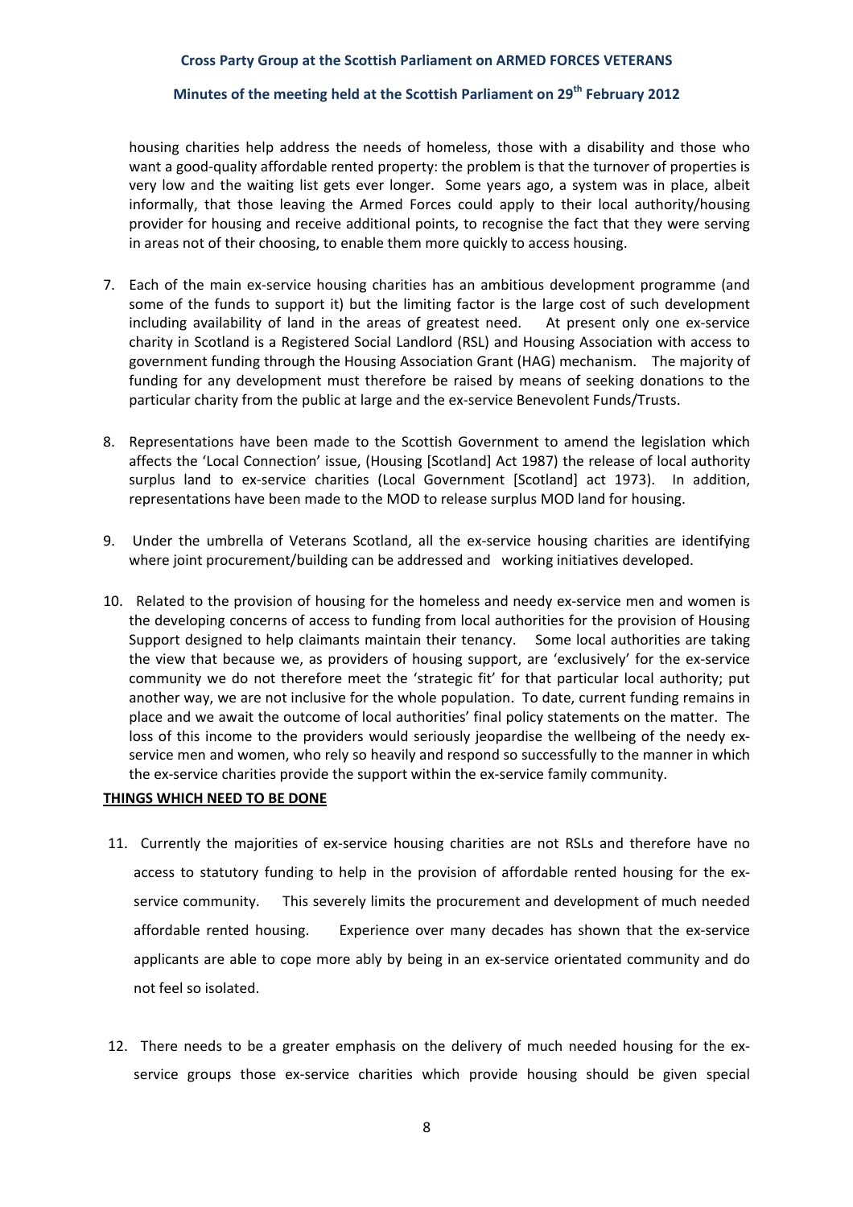housing charities help address the needs of homeless, those with a disability and those who want a good-quality affordable rented property: the problem is that the turnover of properties is very low and the waiting list gets ever longer. Some years ago, a system was in place, albeit informally, that those leaving the Armed Forces could apply to their local authority/housing provider for housing and receive additional points, to recognise the fact that they were serving in areas not of their choosing, to enable them more quickly to access housing.

7. Each of the main ex-service housing charities has an ambitious development programme (and some of the funds to support it) but the limiting factor is the large cost of such development including availability of land in the areas of greatest need. At present only one ex-service charity in Scotland is a Registered Social Landlord (RSL) and Housing Association with access to government funding through the Housing Association Grant (HAG) mechanism. The majority of funding for any development must therefore be raised by means of seeking donations to the particular charity from the public at large and the ex-service Benevolent Funds/Trusts.

8. Representations have been made to the Scottish Government to amend the legislation which affects the 'Local Connection' issue, (Housing [Scotland] Act 1987) the release of local authority surplus land to ex-service charities (Local Government [Scotland] act 1973). In addition, representations have been made to the MOD to release surplus MOD land for housing.

9. Under the umbrella of Veterans Scotland, all the ex-service housing charities are identifying where joint procurement/building can be addressed and working initiatives developed.

10. Related to the provision of housing for the homeless and needy ex-service men and women is the developing concerns of access to funding from local authorities for the provision of Housing Support designed to help claimants maintain their tenancy. Some local authorities are taking the view that because we, as providers of housing support, are 'exclusively' for the ex-service community we do not therefore meet the 'strategic fit' for that particular local authority; put another way, we are not inclusive for the whole population. To date, current funding remains in place and we await the outcome of local authorities' final policy statements on the matter. The loss of this income to the providers would seriously jeopardise the wellbeing of the needy ex-service men and women, who rely so heavily and respond so successfully to the manner in which the ex-service charities provide the support within the ex-service family community.

**THINGS WHICH NEED TO BE DONE**

11. Currently the majorities of ex-service housing charities are not RSLs and therefore have no access to statutory funding to help in the provision of affordable rented housing for the ex-service community. This severely limits the procurement and development of much needed affordable rented housing. Experience over many decades has shown that the ex-service applicants are able to cope more ably by being in an ex-service orientated community and do not feel so isolated.

12. There needs to be a greater emphasis on the delivery of much needed housing for the ex-service groups those ex-service charities which provide housing should be given special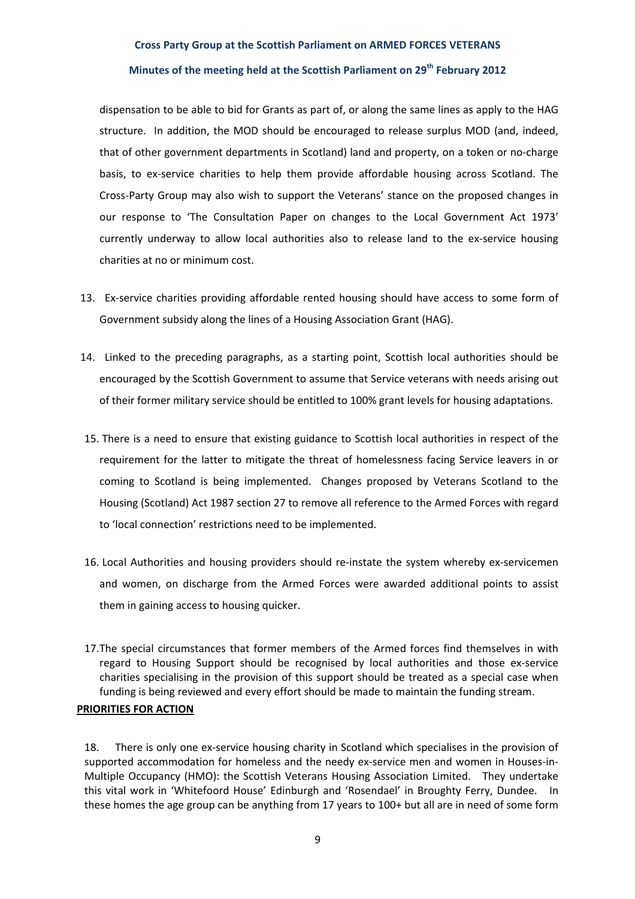dispensation to be able to bid for Grants as part of, or along the same lines as apply to the HAG structure. In addition, the MOD should be encouraged to release surplus MOD (and, indeed, that of other government departments in Scotland) land and property, on a token or no-charge basis, to ex-service charities to help them provide affordable housing across Scotland. The Cross-Party Group may also wish to support the Veterans' stance on the proposed changes in our response to 'The Consultation Paper on changes to the Local Government Act 1973' currently underway to allow local authorities also to release land to the ex-service housing charities at no or minimum cost.

13. Ex-service charities providing affordable rented housing should have access to some form of Government subsidy along the lines of a Housing Association Grant (HAG).

14. Linked to the preceding paragraphs, as a starting point, Scottish local authorities should be encouraged by the Scottish Government to assume that Service veterans with needs arising out of their former military service should be entitled to 100% grant levels for housing adaptations.

15. There is a need to ensure that existing guidance to Scottish local authorities in respect of the requirement for the latter to mitigate the threat of homelessness facing Service leavers in or coming to Scotland is being implemented. Changes proposed by Veterans Scotland to the Housing (Scotland) Act 1987 section 27 to remove all reference to the Armed Forces with regard to 'local connection' restrictions need to be implemented.

16. Local Authorities and housing providers should re-instate the system whereby ex-servicemen and women, on discharge from the Armed Forces were awarded additional points to assist them in gaining access to housing quicker.

17. The special circumstances that former members of the Armed forces find themselves in with regard to Housing Support should be recognised by local authorities and those ex-service charities specialising in the provision of this support should be treated as a special case when funding is being reviewed and every effort should be made to maintain the funding stream.

**PRIORITIES FOR ACTION**

18. There is only one ex-service housing charity in Scotland which specialises in the provision of supported accommodation for homeless and the needy ex-service men and women in Houses-in-Multiple Occupancy (HMO): the Scottish Veterans Housing Association Limited. They undertake this vital work in 'Whitefoord House' Edinburgh and 'Rosendael' in Broughty Ferry, Dundee. In these homes the age group can be anything from 17 years to 100+ but all are in need of some form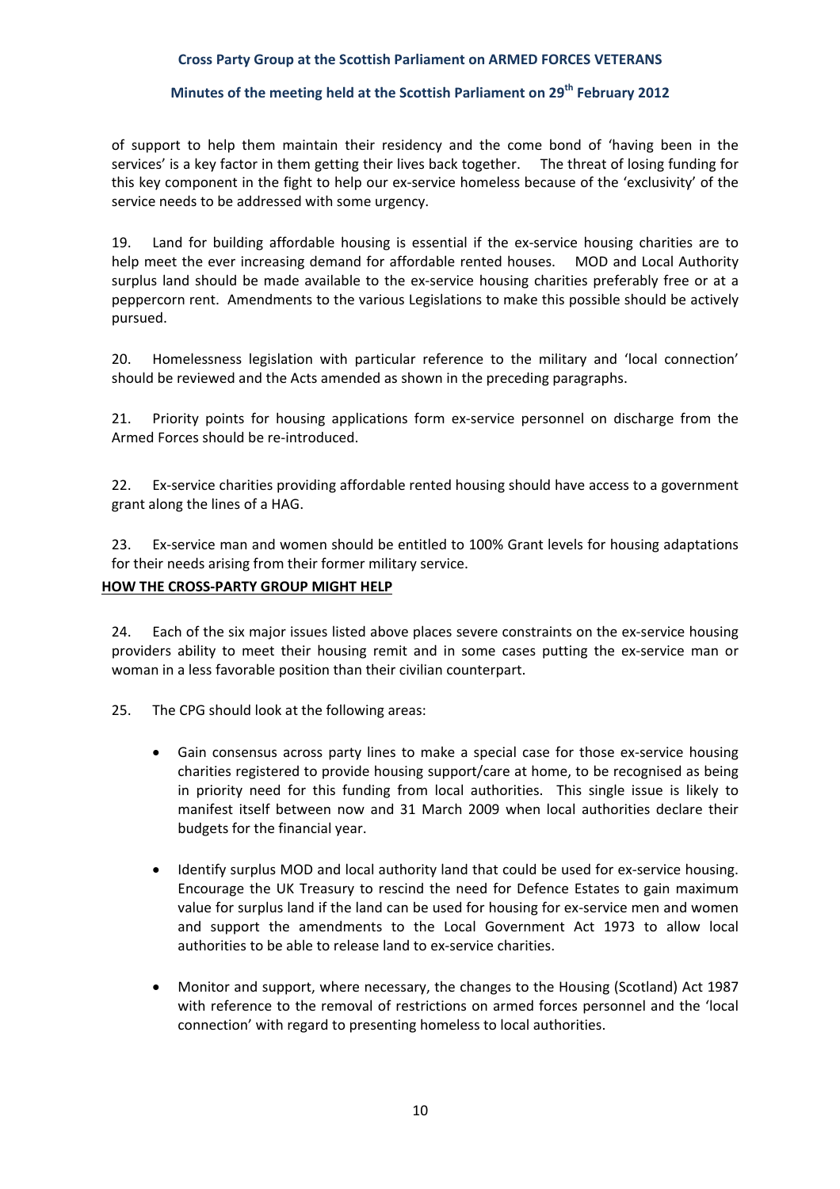of support to help them maintain their residency and the come bond of 'having been in the services' is a key factor in them getting their lives back together. The threat of losing funding for this key component in the fight to help our ex-service homeless because of the 'exclusivity' of the service needs to be addressed with some urgency.

19. Land for building affordable housing is essential if the ex-service housing charities are to help meet the ever increasing demand for affordable rented houses. MOD and Local Authority surplus land should be made available to the ex-service housing charities preferably free or at a peppercorn rent. Amendments to the various Legislations to make this possible should be actively pursued.

20. Homelessness legislation with particular reference to the military and 'local connection' should be reviewed and the Acts amended as shown in the preceding paragraphs.

21. Priority points for housing applications form ex-service personnel on discharge from the Armed Forces should be re-introduced.

22. Ex-service charities providing affordable rented housing should have access to a government grant along the lines of a HAG.

23. Ex-service man and women should be entitled to 100% Grant levels for housing adaptations for their needs arising from their former military service.

**HOW THE CROSS-PARTY GROUP MIGHT HELP**

24. Each of the six major issues listed above places severe constraints on the ex-service housing providers ability to meet their housing remit and in some cases putting the ex-service man or woman in a less favorable position than their civilian counterpart.

25. The CPG should look at the following areas:

- Gain consensus across party lines to make a special case for those ex-service housing charities registered to provide housing support/care at home, to be recognised as being in priority need for this funding from local authorities. This single issue is likely to manifest itself between now and 31 March 2009 when local authorities declare their budgets for the financial year.

- Identify surplus MOD and local authority land that could be used for ex-service housing. Encourage the UK Treasury to rescind the need for Defence Estates to gain maximum value for surplus land if the land can be used for housing for ex-service men and women and support the amendments to the Local Government Act 1973 to allow local authorities to be able to release land to ex-service charities.

- Monitor and support, where necessary, the changes to the Housing (Scotland) Act 1987 with reference to the removal of restrictions on armed forces personnel and the 'local connection' with regard to presenting homeless to local authorities.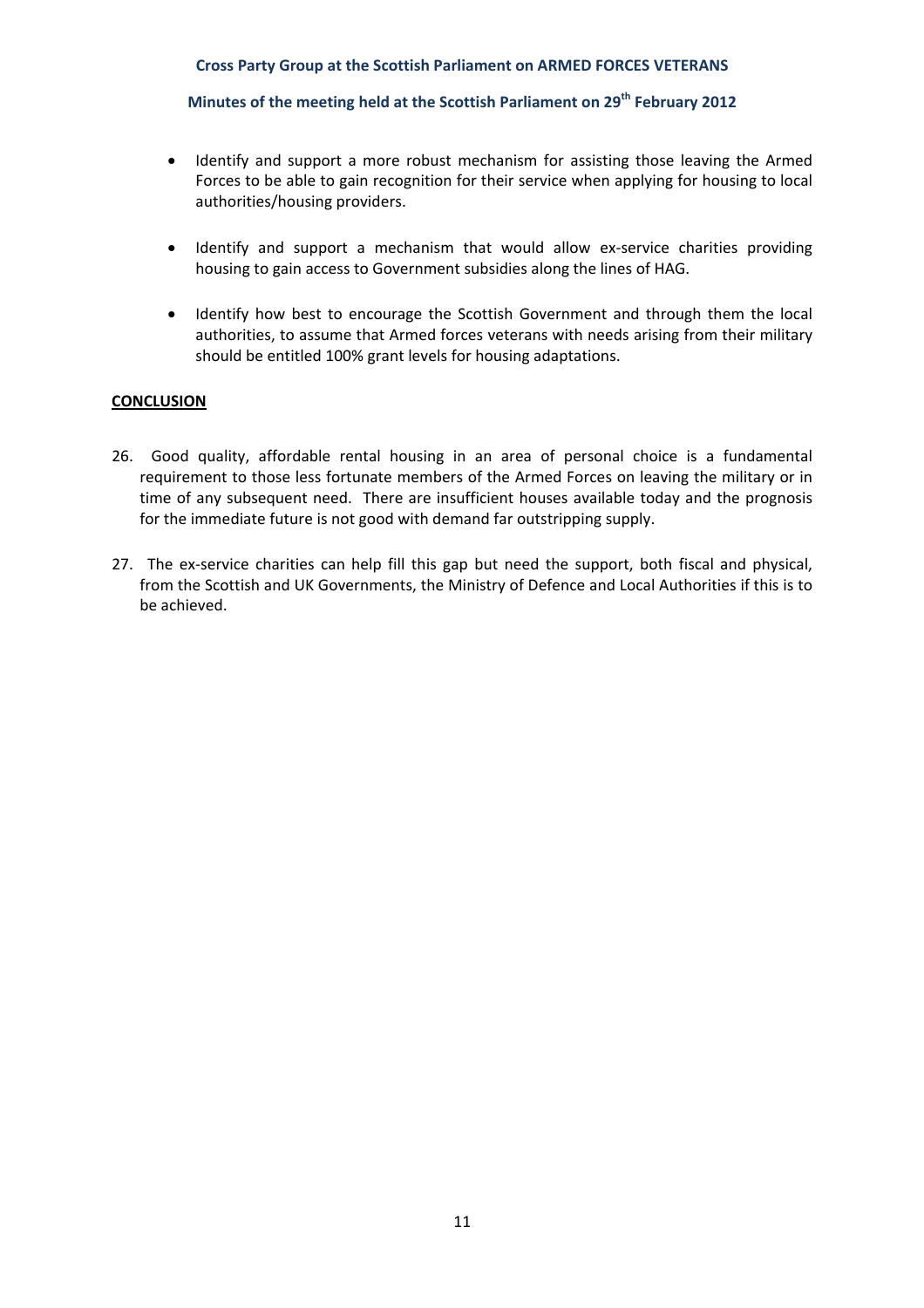- Identify and support a more robust mechanism for assisting those leaving the Armed Forces to be able to gain recognition for their service when applying for housing to local authorities/housing providers.

- Identify and support a mechanism that would allow ex-service charities providing housing to gain access to Government subsidies along the lines of HAG.

- Identify how best to encourage the Scottish Government and through them the local authorities, to assume that Armed forces veterans with needs arising from their military should be entitled 100% grant levels for housing adaptations.

**CONCLUSION**

26. Good quality, affordable rental housing in an area of personal choice is a fundamental requirement to those less fortunate members of the Armed Forces on leaving the military or in time of any subsequent need. There are insufficient houses available today and the prognosis for the immediate future is not good with demand far outstripping supply.

27. The ex-service charities can help fill this gap but need the support, both fiscal and physical, from the Scottish and UK Governments, the Ministry of Defence and Local Authorities if this is to be achieved.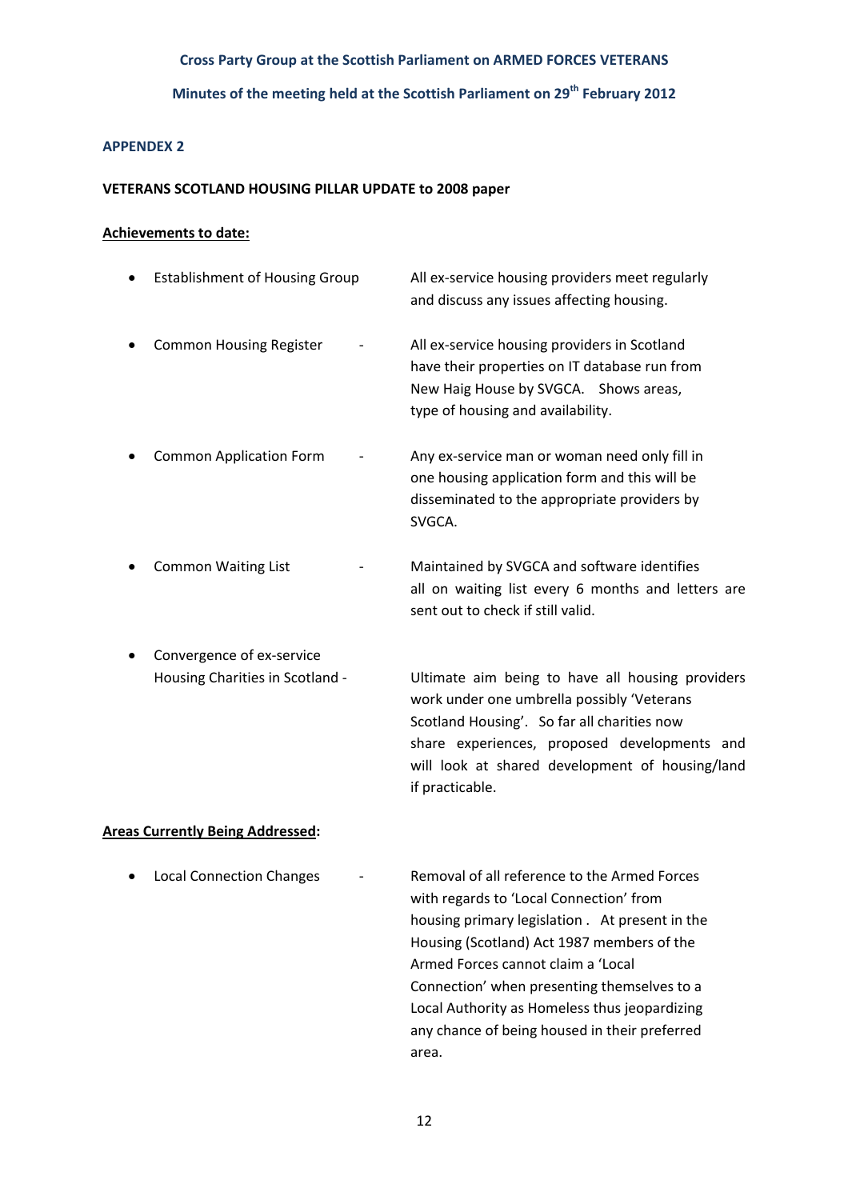**Cross Party Group at the Scottish Parliament on ARMED FORCES VETERANS**

**Minutes of the meeting held at the Scottish Parliament on 29th February 2012**

## APPENDEX 2

**VETERANS SCOTLAND HOUSING PILLAR UPDATE to 2008 paper**

**Achievements to date:**

- Establishment of Housing Group — All ex-service housing providers meet regularly and discuss any issues affecting housing.
- Common Housing Register - All ex-service housing providers in Scotland have their properties on IT database run from New Haig House by SVGCA. Shows areas, type of housing and availability.
- Common Application Form - Any ex-service man or woman need only fill in one housing application form and this will be disseminated to the appropriate providers by SVGCA.
- Common Waiting List - Maintained by SVGCA and software identifies all on waiting list every 6 months and letters are sent out to check if still valid.
- Convergence of ex-service Housing Charities in Scotland - Ultimate aim being to have all housing providers work under one umbrella possibly 'Veterans Scotland Housing'. So far all charities now share experiences, proposed developments and will look at shared development of housing/land if practicable.

**Areas Currently Being Addressed:**

- Local Connection Changes - Removal of all reference to the Armed Forces with regards to 'Local Connection' from housing primary legislation . At present in the Housing (Scotland) Act 1987 members of the Armed Forces cannot claim a 'Local Connection' when presenting themselves to a Local Authority as Homeless thus jeopardizing any chance of being housed in their preferred area.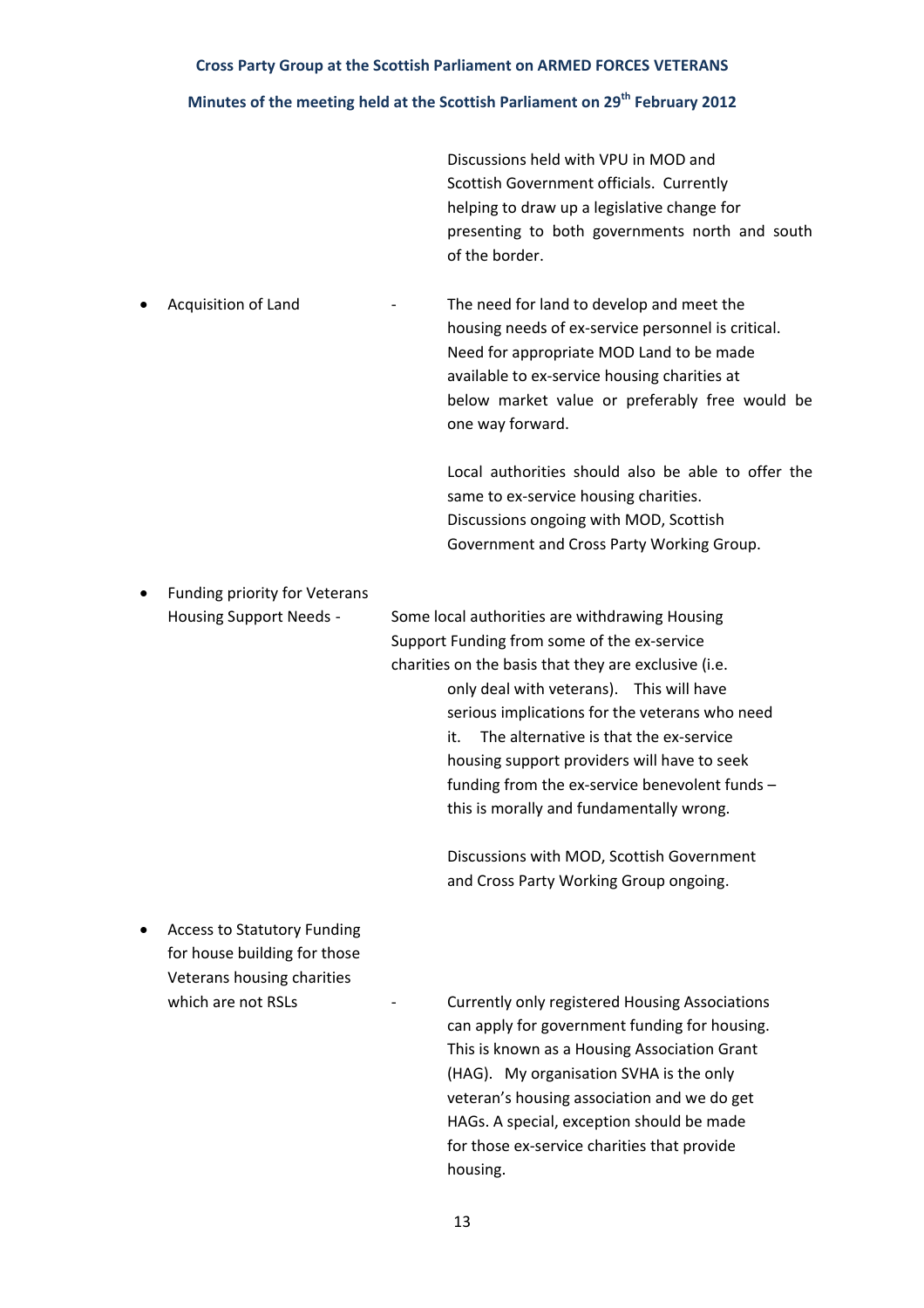Discussions held with VPU in MOD and Scottish Government officials. Currently helping to draw up a legislative change for presenting to both governments north and south of the border.

- Acquisition of Land - The need for land to develop and meet the housing needs of ex-service personnel is critical. Need for appropriate MOD Land to be made available to ex-service housing charities at below market value or preferably free would be one way forward.

  Local authorities should also be able to offer the same to ex-service housing charities. Discussions ongoing with MOD, Scottish Government and Cross Party Working Group.

- Funding priority for Veterans Housing Support Needs - Some local authorities are withdrawing Housing Support Funding from some of the ex-service charities on the basis that they are exclusive (i.e. only deal with veterans). This will have serious implications for the veterans who need it. The alternative is that the ex-service housing support providers will have to seek funding from the ex-service benevolent funds – this is morally and fundamentally wrong.

  Discussions with MOD, Scottish Government and Cross Party Working Group ongoing.

- Access to Statutory Funding for house building for those Veterans housing charities which are not RSLs - Currently only registered Housing Associations can apply for government funding for housing. This is known as a Housing Association Grant (HAG). My organisation SVHA is the only veteran's housing association and we do get HAGs. A special, exception should be made for those ex-service charities that provide housing.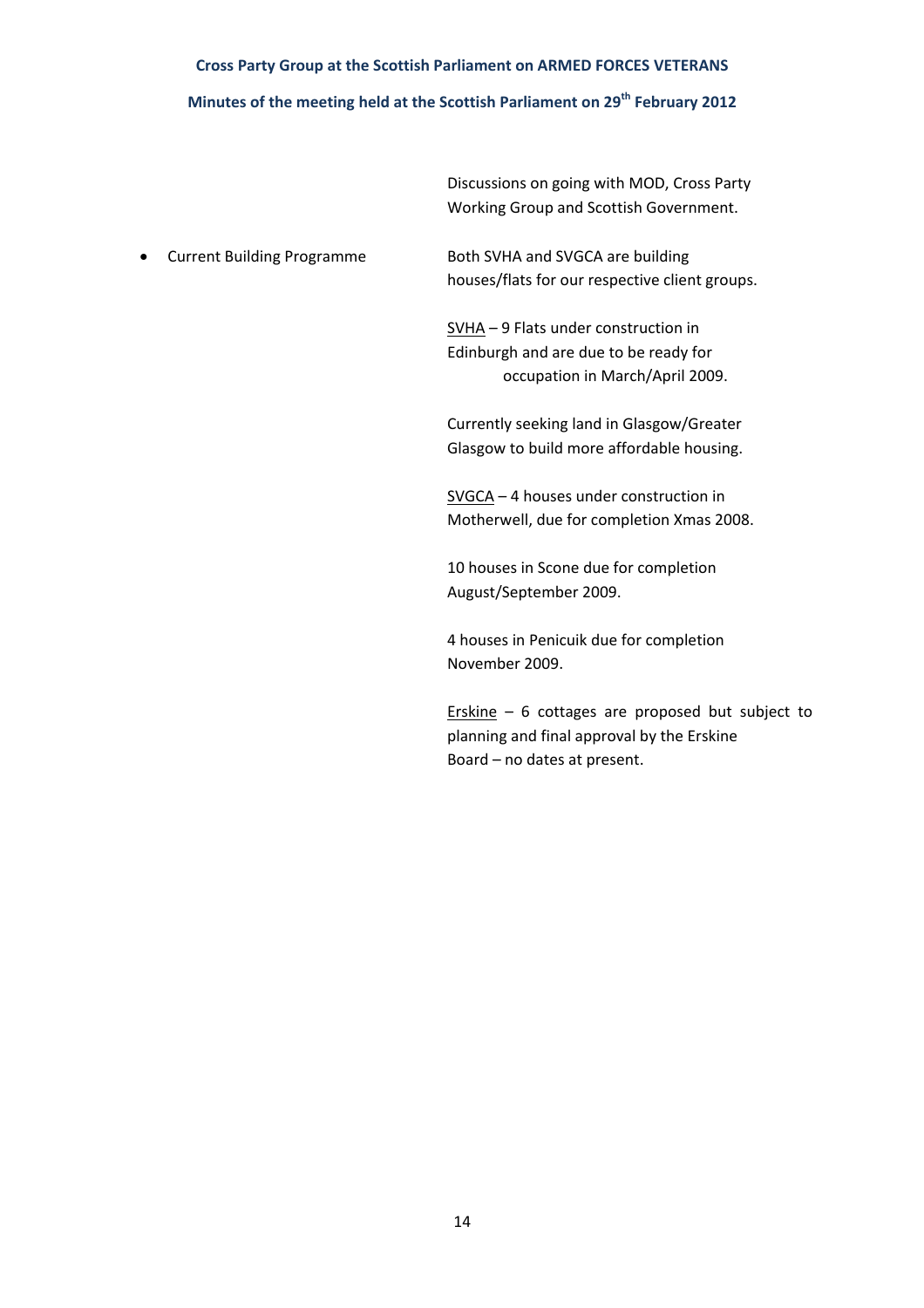Discussions on going with MOD, Cross Party Working Group and Scottish Government.

- Current Building Programme

Both SVHA and SVGCA are building houses/flats for our respective client groups.

SVHA – 9 Flats under construction in Edinburgh and are due to be ready for occupation in March/April 2009.

Currently seeking land in Glasgow/Greater Glasgow to build more affordable housing.

SVGCA – 4 houses under construction in Motherwell, due for completion Xmas 2008.

10 houses in Scone due for completion August/September 2009.

4 houses in Penicuik due for completion November 2009.

Erskine – 6 cottages are proposed but subject to planning and final approval by the Erskine Board – no dates at present.